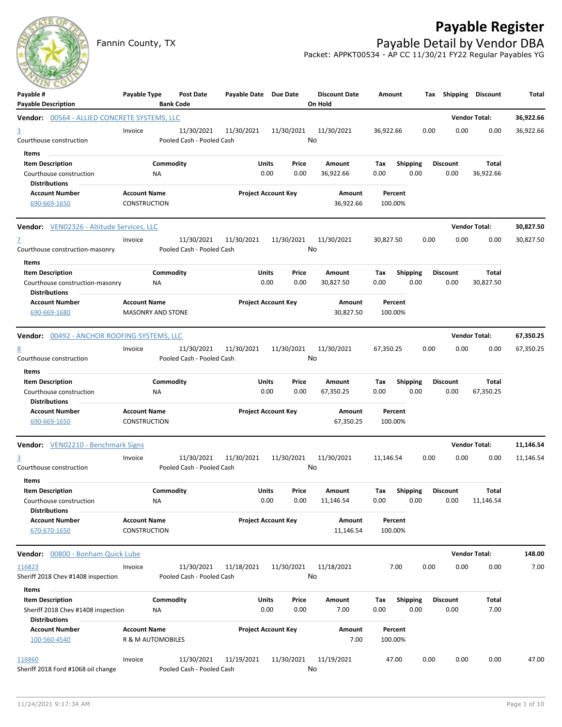# Payable Register

## Fannin County, TX

## Payable Detail by Vendor DBA

Packet: APPKT00534 - AP CC 11/30/21 FY22 Regular Payables YG

| Payable # / Payable Description | Payable Type | Post Date / Bank Code | Payable Date | Due Date | Discount Date / On Hold | Amount | Tax | Shipping | Discount | Total |
|---|---|---|---|---|---|---|---|---|---|---|

**Vendor: 00564 - ALLIED CONCRETE SYSTEMS, LLC** — Vendor Total: **36,922.66**

| Payable # | Payable Type | Post Date | Payable Date | Due Date | Discount Date | Amount | Tax | Shipping | Discount | Total |
|---|---|---|---|---|---|---|---|---|---|---|
| 3 | Invoice | 11/30/2021 | 11/30/2021 | 11/30/2021 | 11/30/2021 | 36,922.66 | 0.00 | 0.00 | 0.00 | 36,922.66 |
| Courthouse construction | | Pooled Cash - Pooled Cash | | | No | | | | | |

Items

| Item Description | Commodity | Units | Price | Amount | Tax | Shipping | Discount | Total |
|---|---|---|---|---|---|---|---|---|
| Courthouse construction | NA | 0.00 | 0.00 | 36,922.66 | 0.00 | 0.00 | 0.00 | 36,922.66 |

Distributions

| Account Number | Account Name | Project Account Key | Amount | Percent |
|---|---|---|---|---|
| 690-669-1650 | CONSTRUCTION | | 36,922.66 | 100.00% |

**Vendor: VEN02326 - Altitude Services, LLC** — Vendor Total: **30,827.50**

| Payable # | Payable Type | Post Date | Payable Date | Due Date | Discount Date | Amount | Tax | Shipping | Discount | Total |
|---|---|---|---|---|---|---|---|---|---|---|
| 7 | Invoice | 11/30/2021 | 11/30/2021 | 11/30/2021 | 11/30/2021 | 30,827.50 | 0.00 | 0.00 | 0.00 | 30,827.50 |
| Courthouse construction-masonry | | Pooled Cash - Pooled Cash | | | No | | | | | |

Items

| Item Description | Commodity | Units | Price | Amount | Tax | Shipping | Discount | Total |
|---|---|---|---|---|---|---|---|---|
| Courthouse construction-masonry | NA | 0.00 | 0.00 | 30,827.50 | 0.00 | 0.00 | 0.00 | 30,827.50 |

Distributions

| Account Number | Account Name | Project Account Key | Amount | Percent |
|---|---|---|---|---|
| 690-669-1680 | MASONRY AND STONE | | 30,827.50 | 100.00% |

**Vendor: 00492 - ANCHOR ROOFING SYSTEMS, LLC** — Vendor Total: **67,350.25**

| Payable # | Payable Type | Post Date | Payable Date | Due Date | Discount Date | Amount | Tax | Shipping | Discount | Total |
|---|---|---|---|---|---|---|---|---|---|---|
| 8 | Invoice | 11/30/2021 | 11/30/2021 | 11/30/2021 | 11/30/2021 | 67,350.25 | 0.00 | 0.00 | 0.00 | 67,350.25 |
| Courthouse construction | | Pooled Cash - Pooled Cash | | | No | | | | | |

Items

| Item Description | Commodity | Units | Price | Amount | Tax | Shipping | Discount | Total |
|---|---|---|---|---|---|---|---|---|
| Courthouse construction | NA | 0.00 | 0.00 | 67,350.25 | 0.00 | 0.00 | 0.00 | 67,350.25 |

Distributions

| Account Number | Account Name | Project Account Key | Amount | Percent |
|---|---|---|---|---|
| 690-669-1650 | CONSTRUCTION | | 67,350.25 | 100.00% |

**Vendor: VEN02210 - Benchmark Signs** — Vendor Total: **11,146.54**

| Payable # | Payable Type | Post Date | Payable Date | Due Date | Discount Date | Amount | Tax | Shipping | Discount | Total |
|---|---|---|---|---|---|---|---|---|---|---|
| 3 | Invoice | 11/30/2021 | 11/30/2021 | 11/30/2021 | 11/30/2021 | 11,146.54 | 0.00 | 0.00 | 0.00 | 11,146.54 |
| Courthouse construction | | Pooled Cash - Pooled Cash | | | No | | | | | |

Items

| Item Description | Commodity | Units | Price | Amount | Tax | Shipping | Discount | Total |
|---|---|---|---|---|---|---|---|---|
| Courthouse construction | NA | 0.00 | 0.00 | 11,146.54 | 0.00 | 0.00 | 0.00 | 11,146.54 |

Distributions

| Account Number | Account Name | Project Account Key | Amount | Percent |
|---|---|---|---|---|
| 670-670-1650 | CONSTRUCTION | | 11,146.54 | 100.00% |

**Vendor: 00800 - Bonham Quick Lube** — Vendor Total: **148.00**

| Payable # | Payable Type | Post Date | Payable Date | Due Date | Discount Date | Amount | Tax | Shipping | Discount | Total |
|---|---|---|---|---|---|---|---|---|---|---|
| 116823 | Invoice | 11/30/2021 | 11/18/2021 | 11/30/2021 | 11/18/2021 | 7.00 | 0.00 | 0.00 | 0.00 | 7.00 |
| Sheriff 2018 Chev #1408 inspection | | Pooled Cash - Pooled Cash | | | No | | | | | |

Items

| Item Description | Commodity | Units | Price | Amount | Tax | Shipping | Discount | Total |
|---|---|---|---|---|---|---|---|---|
| Sheriff 2018 Chev #1408 inspection | NA | 0.00 | 0.00 | 7.00 | 0.00 | 0.00 | 0.00 | 7.00 |

Distributions

| Account Number | Account Name | Project Account Key | Amount | Percent |
|---|---|---|---|---|
| 100-560-4540 | R & M AUTOMOBILES | | 7.00 | 100.00% |

| Payable # | Payable Type | Post Date | Payable Date | Due Date | Discount Date | Amount | Tax | Shipping | Discount | Total |
|---|---|---|---|---|---|---|---|---|---|---|
| 116860 | Invoice | 11/30/2021 | 11/19/2021 | 11/30/2021 | 11/19/2021 | 47.00 | 0.00 | 0.00 | 0.00 | 47.00 |
| Sheriff 2018 Ford #1068 oil change | | Pooled Cash - Pooled Cash | | | No | | | | | |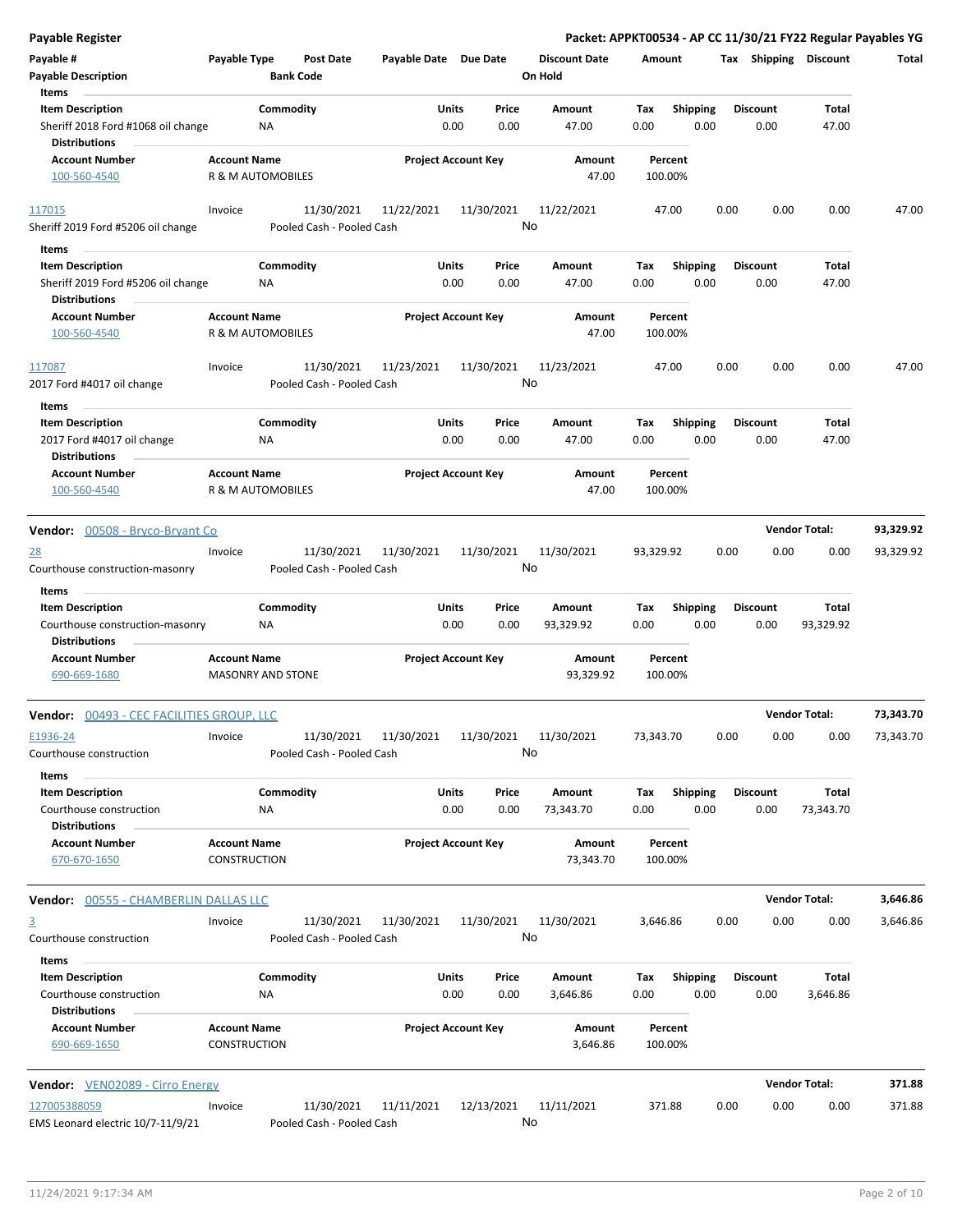**Payable Register** — **Packet: APPKT00534 - AP CC 11/30/21 FY22 Regular Payables YG**

| Payable # | Payable Type | Post Date | Payable Date | Due Date | Discount Date | Amount | Tax | Shipping | Discount | Total |
|---|---|---|---|---|---|---|---|---|---|---|
| Payable Description | | Bank Code | | | On Hold | | | | | |

Items

| Item Description | Commodity | Units | Price | Amount | Tax | Shipping | Discount | Total |
|---|---|---|---|---|---|---|---|---|
| Sheriff 2018 Ford #1068 oil change | NA | 0.00 | 0.00 | 47.00 | 0.00 | 0.00 | 0.00 | 47.00 |

Distributions

| Account Number | Account Name | Project Account Key | Amount | Percent |
|---|---|---|---|---|
| 100-560-4540 | R & M AUTOMOBILES | | 47.00 | 100.00% |

| Payable # | Payable Type | Post Date | Payable Date | Due Date | Discount Date | Amount | Tax | Shipping | Discount | Total |
|---|---|---|---|---|---|---|---|---|---|---|
| 117015 | Invoice | 11/30/2021 | 11/22/2021 | 11/30/2021 | 11/22/2021 | 47.00 | 0.00 | 0.00 | 0.00 | 47.00 |
| Sheriff 2019 Ford #5206 oil change | | Pooled Cash - Pooled Cash | | | No | | | | | |

Items

| Item Description | Commodity | Units | Price | Amount | Tax | Shipping | Discount | Total |
|---|---|---|---|---|---|---|---|---|
| Sheriff 2019 Ford #5206 oil change | NA | 0.00 | 0.00 | 47.00 | 0.00 | 0.00 | 0.00 | 47.00 |

Distributions

| Account Number | Account Name | Project Account Key | Amount | Percent |
|---|---|---|---|---|
| 100-560-4540 | R & M AUTOMOBILES | | 47.00 | 100.00% |

| Payable # | Payable Type | Post Date | Payable Date | Due Date | Discount Date | Amount | Tax | Shipping | Discount | Total |
|---|---|---|---|---|---|---|---|---|---|---|
| 117087 | Invoice | 11/30/2021 | 11/23/2021 | 11/30/2021 | 11/23/2021 | 47.00 | 0.00 | 0.00 | 0.00 | 47.00 |
| 2017 Ford #4017 oil change | | Pooled Cash - Pooled Cash | | | No | | | | | |

Items

| Item Description | Commodity | Units | Price | Amount | Tax | Shipping | Discount | Total |
|---|---|---|---|---|---|---|---|---|
| 2017 Ford #4017 oil change | NA | 0.00 | 0.00 | 47.00 | 0.00 | 0.00 | 0.00 | 47.00 |

Distributions

| Account Number | Account Name | Project Account Key | Amount | Percent |
|---|---|---|---|---|
| 100-560-4540 | R & M AUTOMOBILES | | 47.00 | 100.00% |

**Vendor: 00508 - Bryco-Bryant Co** — **Vendor Total: 93,329.92**

| Payable # | Payable Type | Post Date | Payable Date | Due Date | Discount Date | Amount | Tax | Shipping | Discount | Total |
|---|---|---|---|---|---|---|---|---|---|---|
| 28 | Invoice | 11/30/2021 | 11/30/2021 | 11/30/2021 | 11/30/2021 | 93,329.92 | 0.00 | 0.00 | 0.00 | 93,329.92 |
| Courthouse construction-masonry | | Pooled Cash - Pooled Cash | | | No | | | | | |

Items

| Item Description | Commodity | Units | Price | Amount | Tax | Shipping | Discount | Total |
|---|---|---|---|---|---|---|---|---|
| Courthouse construction-masonry | NA | 0.00 | 0.00 | 93,329.92 | 0.00 | 0.00 | 0.00 | 93,329.92 |

Distributions

| Account Number | Account Name | Project Account Key | Amount | Percent |
|---|---|---|---|---|
| 690-669-1680 | MASONRY AND STONE | | 93,329.92 | 100.00% |

**Vendor: 00493 - CEC FACILITIES GROUP, LLC** — **Vendor Total: 73,343.70**

| Payable # | Payable Type | Post Date | Payable Date | Due Date | Discount Date | Amount | Tax | Shipping | Discount | Total |
|---|---|---|---|---|---|---|---|---|---|---|
| E1936-24 | Invoice | 11/30/2021 | 11/30/2021 | 11/30/2021 | 11/30/2021 | 73,343.70 | 0.00 | 0.00 | 0.00 | 73,343.70 |
| Courthouse construction | | Pooled Cash - Pooled Cash | | | No | | | | | |

Items

| Item Description | Commodity | Units | Price | Amount | Tax | Shipping | Discount | Total |
|---|---|---|---|---|---|---|---|---|
| Courthouse construction | NA | 0.00 | 0.00 | 73,343.70 | 0.00 | 0.00 | 0.00 | 73,343.70 |

Distributions

| Account Number | Account Name | Project Account Key | Amount | Percent |
|---|---|---|---|---|
| 670-670-1650 | CONSTRUCTION | | 73,343.70 | 100.00% |

**Vendor: 00555 - CHAMBERLIN DALLAS LLC** — **Vendor Total: 3,646.86**

| Payable # | Payable Type | Post Date | Payable Date | Due Date | Discount Date | Amount | Tax | Shipping | Discount | Total |
|---|---|---|---|---|---|---|---|---|---|---|
| 3 | Invoice | 11/30/2021 | 11/30/2021 | 11/30/2021 | 11/30/2021 | 3,646.86 | 0.00 | 0.00 | 0.00 | 3,646.86 |
| Courthouse construction | | Pooled Cash - Pooled Cash | | | No | | | | | |

Items

| Item Description | Commodity | Units | Price | Amount | Tax | Shipping | Discount | Total |
|---|---|---|---|---|---|---|---|---|
| Courthouse construction | NA | 0.00 | 0.00 | 3,646.86 | 0.00 | 0.00 | 0.00 | 3,646.86 |

Distributions

| Account Number | Account Name | Project Account Key | Amount | Percent |
|---|---|---|---|---|
| 690-669-1650 | CONSTRUCTION | | 3,646.86 | 100.00% |

**Vendor: VEN02089 - Cirro Energy** — **Vendor Total: 371.88**

| Payable # | Payable Type | Post Date | Payable Date | Due Date | Discount Date | Amount | Tax | Shipping | Discount | Total |
|---|---|---|---|---|---|---|---|---|---|---|
| 127005388059 | Invoice | 11/30/2021 | 11/11/2021 | 12/13/2021 | 11/11/2021 | 371.88 | 0.00 | 0.00 | 0.00 | 371.88 |
| EMS Leonard electric 10/7-11/9/21 | | Pooled Cash - Pooled Cash | | | No | | | | | |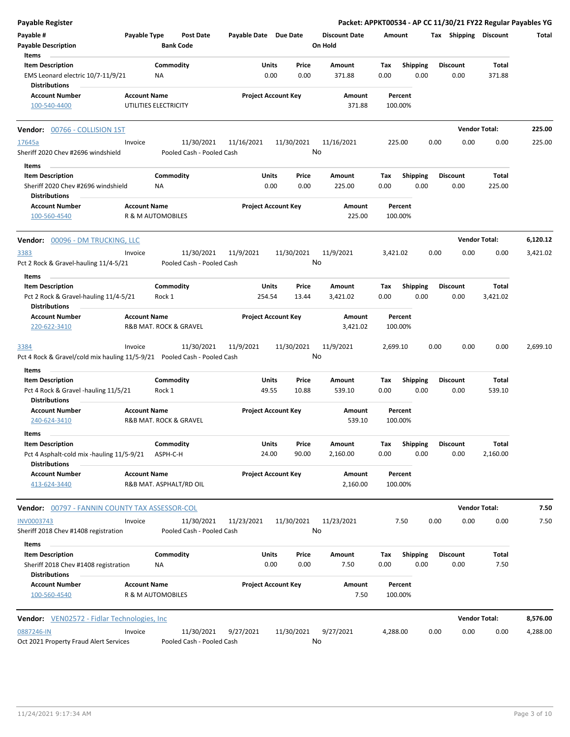**Payable Register** — Packet: APPKT00534 - AP CC 11/30/21 FY22 Regular Payables YG

| Payable # | Payable Type | Post Date | Payable Date | Due Date | Discount Date | Amount | Tax | Shipping | Discount | Total |
|---|---|---|---|---|---|---|---|---|---|---|
| Payable Description | | Bank Code | | | On Hold | | | | | |

**Items**

| Item Description | Commodity | Units | Price | Amount | Tax | Shipping | Discount | Total |
|---|---|---|---|---|---|---|---|---|
| EMS Leonard electric 10/7-11/9/21 | NA | 0.00 | 0.00 | 371.88 | 0.00 | 0.00 | 0.00 | 371.88 |

**Distributions**

| Account Number | Account Name | Project Account Key | Amount | Percent |
|---|---|---|---|---|
| 100-540-4400 | UTILITIES ELECTRICITY | | 371.88 | 100.00% |

---

**Vendor: 00766 - COLLISION 1ST** — Vendor Total: **225.00**

| Payable # | Payable Type | Post Date | Payable Date | Due Date | Discount Date | Amount | Tax | Shipping | Discount | Total |
|---|---|---|---|---|---|---|---|---|---|---|
| 17645a | Invoice | 11/30/2021 | 11/16/2021 | 11/30/2021 | 11/16/2021 | 225.00 | 0.00 | 0.00 | 0.00 | 225.00 |
| Sheriff 2020 Chev #2696 windshield | | Pooled Cash - Pooled Cash | | | No | | | | | |

**Items**

| Item Description | Commodity | Units | Price | Amount | Tax | Shipping | Discount | Total |
|---|---|---|---|---|---|---|---|---|
| Sheriff 2020 Chev #2696 windshield | NA | 0.00 | 0.00 | 225.00 | 0.00 | 0.00 | 0.00 | 225.00 |

**Distributions**

| Account Number | Account Name | Project Account Key | Amount | Percent |
|---|---|---|---|---|
| 100-560-4540 | R & M AUTOMOBILES | | 225.00 | 100.00% |

---

**Vendor: 00096 - DM TRUCKING, LLC** — Vendor Total: **6,120.12**

| Payable # | Payable Type | Post Date | Payable Date | Due Date | Discount Date | Amount | Tax | Shipping | Discount | Total |
|---|---|---|---|---|---|---|---|---|---|---|
| 3383 | Invoice | 11/30/2021 | 11/9/2021 | 11/30/2021 | 11/9/2021 | 3,421.02 | 0.00 | 0.00 | 0.00 | 3,421.02 |
| Pct 2 Rock & Gravel-hauling 11/4-5/21 | | Pooled Cash - Pooled Cash | | | No | | | | | |

**Items**

| Item Description | Commodity | Units | Price | Amount | Tax | Shipping | Discount | Total |
|---|---|---|---|---|---|---|---|---|
| Pct 2 Rock & Gravel-hauling 11/4-5/21 | Rock 1 | 254.54 | 13.44 | 3,421.02 | 0.00 | 0.00 | 0.00 | 3,421.02 |

**Distributions**

| Account Number | Account Name | Project Account Key | Amount | Percent |
|---|---|---|---|---|
| 220-622-3410 | R&B MAT. ROCK & GRAVEL | | 3,421.02 | 100.00% |

| Payable # | Payable Type | Post Date | Payable Date | Due Date | Discount Date | Amount | Tax | Shipping | Discount | Total |
|---|---|---|---|---|---|---|---|---|---|---|
| 3384 | Invoice | 11/30/2021 | 11/9/2021 | 11/30/2021 | 11/9/2021 | 2,699.10 | 0.00 | 0.00 | 0.00 | 2,699.10 |
| Pct 4 Rock & Gravel/cold mix hauling 11/5-9/21 | | Pooled Cash - Pooled Cash | | | No | | | | | |

**Items**

| Item Description | Commodity | Units | Price | Amount | Tax | Shipping | Discount | Total |
|---|---|---|---|---|---|---|---|---|
| Pct 4 Rock & Gravel -hauling 11/5/21 | Rock 1 | 49.55 | 10.88 | 539.10 | 0.00 | 0.00 | 0.00 | 539.10 |

**Distributions**

| Account Number | Account Name | Project Account Key | Amount | Percent |
|---|---|---|---|---|
| 240-624-3410 | R&B MAT. ROCK & GRAVEL | | 539.10 | 100.00% |

**Items**

| Item Description | Commodity | Units | Price | Amount | Tax | Shipping | Discount | Total |
|---|---|---|---|---|---|---|---|---|
| Pct 4 Asphalt-cold mix -hauling 11/5-9/21 | ASPH-C-H | 24.00 | 90.00 | 2,160.00 | 0.00 | 0.00 | 0.00 | 2,160.00 |

**Distributions**

| Account Number | Account Name | Project Account Key | Amount | Percent |
|---|---|---|---|---|
| 413-624-3440 | R&B MAT. ASPHALT/RD OIL | | 2,160.00 | 100.00% |

---

**Vendor: 00797 - FANNIN COUNTY TAX ASSESSOR-COL** — Vendor Total: **7.50**

| Payable # | Payable Type | Post Date | Payable Date | Due Date | Discount Date | Amount | Tax | Shipping | Discount | Total |
|---|---|---|---|---|---|---|---|---|---|---|
| INV0003743 | Invoice | 11/30/2021 | 11/23/2021 | 11/30/2021 | 11/23/2021 | 7.50 | 0.00 | 0.00 | 0.00 | 7.50 |
| Sheriff 2018 Chev #1408 registration | | Pooled Cash - Pooled Cash | | | No | | | | | |

**Items**

| Item Description | Commodity | Units | Price | Amount | Tax | Shipping | Discount | Total |
|---|---|---|---|---|---|---|---|---|
| Sheriff 2018 Chev #1408 registration | NA | 0.00 | 0.00 | 7.50 | 0.00 | 0.00 | 0.00 | 7.50 |

**Distributions**

| Account Number | Account Name | Project Account Key | Amount | Percent |
|---|---|---|---|---|
| 100-560-4540 | R & M AUTOMOBILES | | 7.50 | 100.00% |

---

**Vendor: VEN02572 - Fidlar Technologies, Inc** — Vendor Total: **8,576.00**

| Payable # | Payable Type | Post Date | Payable Date | Due Date | Discount Date | Amount | Tax | Shipping | Discount | Total |
|---|---|---|---|---|---|---|---|---|---|---|
| 0887246-IN | Invoice | 11/30/2021 | 9/27/2021 | 11/30/2021 | 9/27/2021 | 4,288.00 | 0.00 | 0.00 | 0.00 | 4,288.00 |
| Oct 2021 Property Fraud Alert Services | | Pooled Cash - Pooled Cash | | | No | | | | | |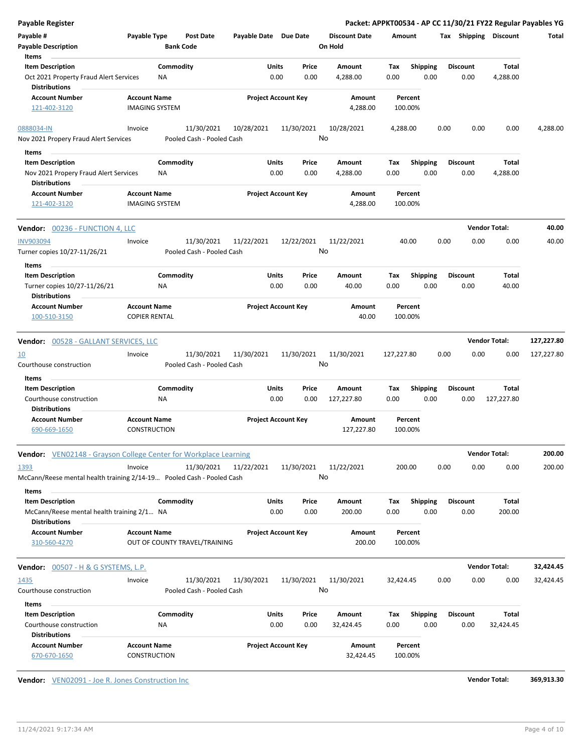**Payable Register** — Packet: APPKT00534 - AP CC 11/30/21 FY22 Regular Payables YG

| Payable # / Payable Description | Payable Type | Post Date / Bank Code | Payable Date | Due Date | Discount Date / On Hold | Amount | Tax | Shipping | Discount | Total |
|---|---|---|---|---|---|---|---|---|---|---|

Items

| Item Description | Commodity | Units | Price | Amount | Tax | Shipping | Discount | Total |
|---|---|---|---|---|---|---|---|---|
| Oct 2021 Property Fraud Alert Services | NA | 0.00 | 0.00 | 4,288.00 | 0.00 | 0.00 | 0.00 | 4,288.00 |

Distributions

| Account Number | Account Name | Project Account Key | Amount | Percent |
|---|---|---|---|---|
| 121-402-3120 | IMAGING SYSTEM | | 4,288.00 | 100.00% |

| Payable # | Payable Type | Post Date | Payable Date | Due Date | Discount Date | Amount | Tax | Shipping | Discount | Total |
|---|---|---|---|---|---|---|---|---|---|---|
| 0888034-IN | Invoice | 11/30/2021 | 10/28/2021 | 11/30/2021 | 10/28/2021 | 4,288.00 | 0.00 | 0.00 | 0.00 | 4,288.00 |
| Nov 2021 Propery Fraud Alert Services | | Pooled Cash - Pooled Cash | | | No | | | | | |

Items

| Item Description | Commodity | Units | Price | Amount | Tax | Shipping | Discount | Total |
|---|---|---|---|---|---|---|---|---|
| Nov 2021 Propery Fraud Alert Services | NA | 0.00 | 0.00 | 4,288.00 | 0.00 | 0.00 | 0.00 | 4,288.00 |

Distributions

| Account Number | Account Name | Project Account Key | Amount | Percent |
|---|---|---|---|---|
| 121-402-3120 | IMAGING SYSTEM | | 4,288.00 | 100.00% |

**Vendor:** 00236 - FUNCTION 4, LLC — **Vendor Total: 40.00**

| Payable # | Payable Type | Post Date | Payable Date | Due Date | Discount Date | Amount | Tax | Shipping | Discount | Total |
|---|---|---|---|---|---|---|---|---|---|---|
| INV903094 | Invoice | 11/30/2021 | 11/22/2021 | 12/22/2021 | 11/22/2021 | 40.00 | 0.00 | 0.00 | 0.00 | 40.00 |
| Turner copies 10/27-11/26/21 | | Pooled Cash - Pooled Cash | | | No | | | | | |

Items

| Item Description | Commodity | Units | Price | Amount | Tax | Shipping | Discount | Total |
|---|---|---|---|---|---|---|---|---|
| Turner copies 10/27-11/26/21 | NA | 0.00 | 0.00 | 40.00 | 0.00 | 0.00 | 0.00 | 40.00 |

Distributions

| Account Number | Account Name | Project Account Key | Amount | Percent |
|---|---|---|---|---|
| 100-510-3150 | COPIER RENTAL | | 40.00 | 100.00% |

**Vendor:** 00528 - GALLANT SERVICES, LLC — **Vendor Total: 127,227.80**

| Payable # | Payable Type | Post Date | Payable Date | Due Date | Discount Date | Amount | Tax | Shipping | Discount | Total |
|---|---|---|---|---|---|---|---|---|---|---|
| 10 | Invoice | 11/30/2021 | 11/30/2021 | 11/30/2021 | 11/30/2021 | 127,227.80 | 0.00 | 0.00 | 0.00 | 127,227.80 |
| Courthouse construction | | Pooled Cash - Pooled Cash | | | No | | | | | |

Items

| Item Description | Commodity | Units | Price | Amount | Tax | Shipping | Discount | Total |
|---|---|---|---|---|---|---|---|---|
| Courthouse construction | NA | 0.00 | 0.00 | 127,227.80 | 0.00 | 0.00 | 0.00 | 127,227.80 |

Distributions

| Account Number | Account Name | Project Account Key | Amount | Percent |
|---|---|---|---|---|
| 690-669-1650 | CONSTRUCTION | | 127,227.80 | 100.00% |

**Vendor:** VEN02148 - Grayson College Center for Workplace Learning — **Vendor Total: 200.00**

| Payable # | Payable Type | Post Date | Payable Date | Due Date | Discount Date | Amount | Tax | Shipping | Discount | Total |
|---|---|---|---|---|---|---|---|---|---|---|
| 1393 | Invoice | 11/30/2021 | 11/22/2021 | 11/30/2021 | 11/22/2021 | 200.00 | 0.00 | 0.00 | 0.00 | 200.00 |
| McCann/Reese mental health training 2/14-19... | | Pooled Cash - Pooled Cash | | | No | | | | | |

Items

| Item Description | Commodity | Units | Price | Amount | Tax | Shipping | Discount | Total |
|---|---|---|---|---|---|---|---|---|
| McCann/Reese mental health training 2/1... | NA | 0.00 | 0.00 | 200.00 | 0.00 | 0.00 | 0.00 | 200.00 |

Distributions

| Account Number | Account Name | Project Account Key | Amount | Percent |
|---|---|---|---|---|
| 310-560-4270 | OUT OF COUNTY TRAVEL/TRAINING | | 200.00 | 100.00% |

**Vendor:** 00507 - H & G SYSTEMS, L.P. — **Vendor Total: 32,424.45**

| Payable # | Payable Type | Post Date | Payable Date | Due Date | Discount Date | Amount | Tax | Shipping | Discount | Total |
|---|---|---|---|---|---|---|---|---|---|---|
| 1435 | Invoice | 11/30/2021 | 11/30/2021 | 11/30/2021 | 11/30/2021 | 32,424.45 | 0.00 | 0.00 | 0.00 | 32,424.45 |
| Courthouse construction | | Pooled Cash - Pooled Cash | | | No | | | | | |

Items

| Item Description | Commodity | Units | Price | Amount | Tax | Shipping | Discount | Total |
|---|---|---|---|---|---|---|---|---|
| Courthouse construction | NA | 0.00 | 0.00 | 32,424.45 | 0.00 | 0.00 | 0.00 | 32,424.45 |

Distributions

| Account Number | Account Name | Project Account Key | Amount | Percent |
|---|---|---|---|---|
| 670-670-1650 | CONSTRUCTION | | 32,424.45 | 100.00% |

**Vendor:** VEN02091 - Joe R. Jones Construction Inc — **Vendor Total: 369,913.30**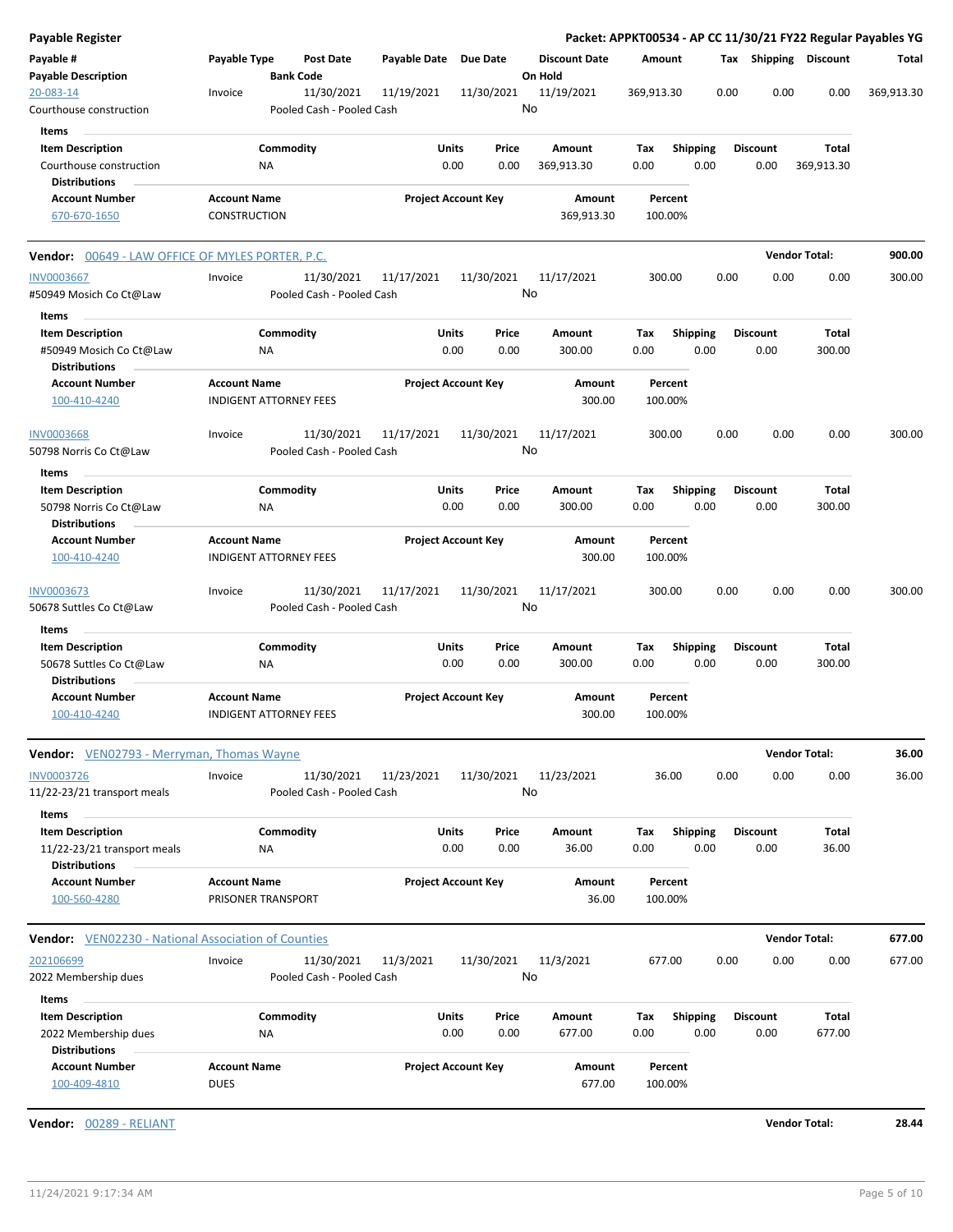**Payable Register** — **Packet: APPKT00534 - AP CC 11/30/21 FY22 Regular Payables YG**

| Payable # / Payable Description | Payable Type | Post Date / Bank Code | Payable Date | Due Date | Discount Date / On Hold | Amount | Tax | Shipping | Discount | Total |
|---|---|---|---|---|---|---|---|---|---|---|
| 20-083-14 / Courthouse construction | Invoice | 11/30/2021 / Pooled Cash - Pooled Cash | 11/19/2021 | 11/30/2021 | 11/19/2021 / No | 369,913.30 | 0.00 | 0.00 | 0.00 | 369,913.30 |

Items

| Item Description | Commodity | Units | Price | Amount | Tax | Shipping | Discount | Total |
|---|---|---|---|---|---|---|---|---|
| Courthouse construction | NA | 0.00 | 0.00 | 369,913.30 | 0.00 | 0.00 | 0.00 | 369,913.30 |

Distributions

| Account Number | Account Name | Project Account Key | Amount | Percent |
|---|---|---|---|---|
| 670-670-1650 | CONSTRUCTION | | 369,913.30 | 100.00% |

**Vendor:** 00649 - LAW OFFICE OF MYLES PORTER, P.C. — **Vendor Total: 900.00**

| Payable # / Payable Description | Payable Type | Post Date / Bank Code | Payable Date | Due Date | Discount Date / On Hold | Amount | Tax | Shipping | Discount | Total |
|---|---|---|---|---|---|---|---|---|---|---|
| INV0003667 / #50949 Mosich Co Ct@Law | Invoice | 11/30/2021 / Pooled Cash - Pooled Cash | 11/17/2021 | 11/30/2021 | 11/17/2021 / No | 300.00 | 0.00 | 0.00 | 0.00 | 300.00 |

Items

| Item Description | Commodity | Units | Price | Amount | Tax | Shipping | Discount | Total |
|---|---|---|---|---|---|---|---|---|
| #50949 Mosich Co Ct@Law | NA | 0.00 | 0.00 | 300.00 | 0.00 | 0.00 | 0.00 | 300.00 |

Distributions

| Account Number | Account Name | Project Account Key | Amount | Percent |
|---|---|---|---|---|
| 100-410-4240 | INDIGENT ATTORNEY FEES | | 300.00 | 100.00% |

| Payable # / Payable Description | Payable Type | Post Date / Bank Code | Payable Date | Due Date | Discount Date / On Hold | Amount | Tax | Shipping | Discount | Total |
|---|---|---|---|---|---|---|---|---|---|---|
| INV0003668 / 50798 Norris Co Ct@Law | Invoice | 11/30/2021 / Pooled Cash - Pooled Cash | 11/17/2021 | 11/30/2021 | 11/17/2021 / No | 300.00 | 0.00 | 0.00 | 0.00 | 300.00 |

Items

| Item Description | Commodity | Units | Price | Amount | Tax | Shipping | Discount | Total |
|---|---|---|---|---|---|---|---|---|
| 50798 Norris Co Ct@Law | NA | 0.00 | 0.00 | 300.00 | 0.00 | 0.00 | 0.00 | 300.00 |

Distributions

| Account Number | Account Name | Project Account Key | Amount | Percent |
|---|---|---|---|---|
| 100-410-4240 | INDIGENT ATTORNEY FEES | | 300.00 | 100.00% |

| Payable # / Payable Description | Payable Type | Post Date / Bank Code | Payable Date | Due Date | Discount Date / On Hold | Amount | Tax | Shipping | Discount | Total |
|---|---|---|---|---|---|---|---|---|---|---|
| INV0003673 / 50678 Suttles Co Ct@Law | Invoice | 11/30/2021 / Pooled Cash - Pooled Cash | 11/17/2021 | 11/30/2021 | 11/17/2021 / No | 300.00 | 0.00 | 0.00 | 0.00 | 300.00 |

Items

| Item Description | Commodity | Units | Price | Amount | Tax | Shipping | Discount | Total |
|---|---|---|---|---|---|---|---|---|
| 50678 Suttles Co Ct@Law | NA | 0.00 | 0.00 | 300.00 | 0.00 | 0.00 | 0.00 | 300.00 |

Distributions

| Account Number | Account Name | Project Account Key | Amount | Percent |
|---|---|---|---|---|
| 100-410-4240 | INDIGENT ATTORNEY FEES | | 300.00 | 100.00% |

**Vendor:** VEN02793 - Merryman, Thomas Wayne — **Vendor Total: 36.00**

| Payable # / Payable Description | Payable Type | Post Date / Bank Code | Payable Date | Due Date | Discount Date / On Hold | Amount | Tax | Shipping | Discount | Total |
|---|---|---|---|---|---|---|---|---|---|---|
| INV0003726 / 11/22-23/21 transport meals | Invoice | 11/30/2021 / Pooled Cash - Pooled Cash | 11/23/2021 | 11/30/2021 | 11/23/2021 / No | 36.00 | 0.00 | 0.00 | 0.00 | 36.00 |

Items

| Item Description | Commodity | Units | Price | Amount | Tax | Shipping | Discount | Total |
|---|---|---|---|---|---|---|---|---|
| 11/22-23/21 transport meals | NA | 0.00 | 0.00 | 36.00 | 0.00 | 0.00 | 0.00 | 36.00 |

Distributions

| Account Number | Account Name | Project Account Key | Amount | Percent |
|---|---|---|---|---|
| 100-560-4280 | PRISONER TRANSPORT | | 36.00 | 100.00% |

**Vendor:** VEN02230 - National Association of Counties — **Vendor Total: 677.00**

| Payable # / Payable Description | Payable Type | Post Date / Bank Code | Payable Date | Due Date | Discount Date / On Hold | Amount | Tax | Shipping | Discount | Total |
|---|---|---|---|---|---|---|---|---|---|---|
| 202106699 / 2022 Membership dues | Invoice | 11/30/2021 / Pooled Cash - Pooled Cash | 11/3/2021 | 11/30/2021 | 11/3/2021 / No | 677.00 | 0.00 | 0.00 | 0.00 | 677.00 |

Items

| Item Description | Commodity | Units | Price | Amount | Tax | Shipping | Discount | Total |
|---|---|---|---|---|---|---|---|---|
| 2022 Membership dues | NA | 0.00 | 0.00 | 677.00 | 0.00 | 0.00 | 0.00 | 677.00 |

Distributions

| Account Number | Account Name | Project Account Key | Amount | Percent |
|---|---|---|---|---|
| 100-409-4810 | DUES | | 677.00 | 100.00% |

**Vendor:** 00289 - RELIANT — **Vendor Total: 28.44**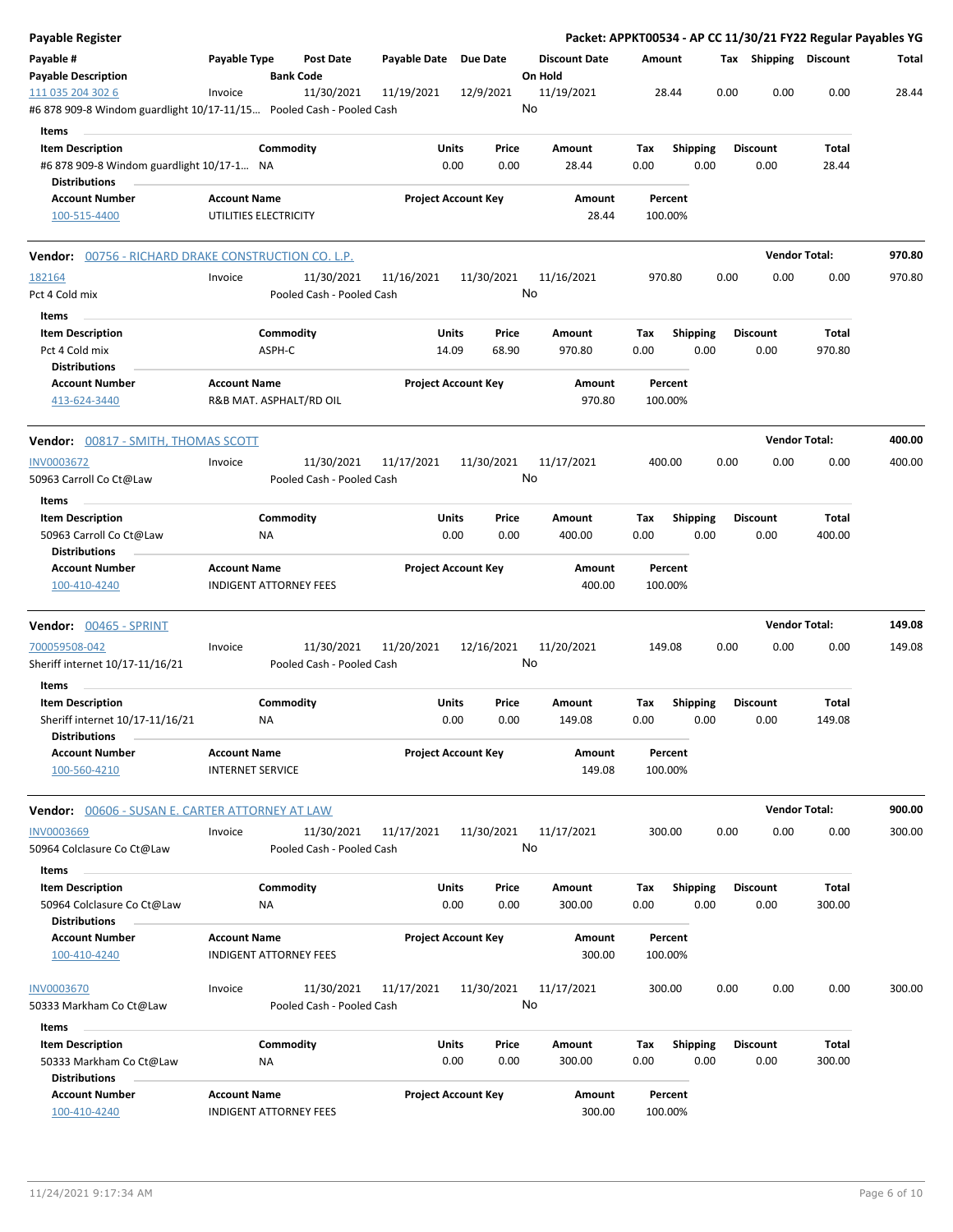**Payable Register** — **Packet: APPKT00534 - AP CC 11/30/21 FY22 Regular Payables YG**

| Payable # / Payable Description | Payable Type | Post Date / Bank Code | Payable Date | Due Date | Discount Date / On Hold | Amount | Tax | Shipping | Discount | Total |
|---|---|---|---|---|---|---|---|---|---|---|
| 111 035 204 302 6 | Invoice | 11/30/2021 | 11/19/2021 | 12/9/2021 | 11/19/2021 | 28.44 | 0.00 | 0.00 | 0.00 | 28.44 |
| #6 878 909-8 Windom guardlight 10/17-11/15... | | Pooled Cash - Pooled Cash | | | No | | | | | |

Items

| Item Description | Commodity | Units | Price | Amount | Tax | Shipping | Discount | Total |
|---|---|---|---|---|---|---|---|---|
| #6 878 909-8 Windom guardlight 10/17-1... | NA | 0.00 | 0.00 | 28.44 | 0.00 | 0.00 | 0.00 | 28.44 |

Distributions

| Account Number | Account Name | Project Account Key | Amount | Percent |
|---|---|---|---|---|
| 100-515-4400 | UTILITIES ELECTRICITY | | 28.44 | 100.00% |

## Vendor: 00756 - RICHARD DRAKE CONSTRUCTION CO. L.P. — Vendor Total: 970.80

| Payable # / Payable Description | Payable Type | Post Date / Bank Code | Payable Date | Due Date | Discount Date / On Hold | Amount | Tax | Shipping | Discount | Total |
|---|---|---|---|---|---|---|---|---|---|---|
| 182164 | Invoice | 11/30/2021 | 11/16/2021 | 11/30/2021 | 11/16/2021 | 970.80 | 0.00 | 0.00 | 0.00 | 970.80 |
| Pct 4 Cold mix | | Pooled Cash - Pooled Cash | | | No | | | | | |

Items

| Item Description | Commodity | Units | Price | Amount | Tax | Shipping | Discount | Total |
|---|---|---|---|---|---|---|---|---|
| Pct 4 Cold mix | ASPH-C | 14.09 | 68.90 | 970.80 | 0.00 | 0.00 | 0.00 | 970.80 |

Distributions

| Account Number | Account Name | Project Account Key | Amount | Percent |
|---|---|---|---|---|
| 413-624-3440 | R&B MAT. ASPHALT/RD OIL | | 970.80 | 100.00% |

## Vendor: 00817 - SMITH, THOMAS SCOTT — Vendor Total: 400.00

| Payable # / Payable Description | Payable Type | Post Date / Bank Code | Payable Date | Due Date | Discount Date / On Hold | Amount | Tax | Shipping | Discount | Total |
|---|---|---|---|---|---|---|---|---|---|---|
| INV0003672 | Invoice | 11/30/2021 | 11/17/2021 | 11/30/2021 | 11/17/2021 | 400.00 | 0.00 | 0.00 | 0.00 | 400.00 |
| 50963 Carroll Co Ct@Law | | Pooled Cash - Pooled Cash | | | No | | | | | |

Items

| Item Description | Commodity | Units | Price | Amount | Tax | Shipping | Discount | Total |
|---|---|---|---|---|---|---|---|---|
| 50963 Carroll Co Ct@Law | NA | 0.00 | 0.00 | 400.00 | 0.00 | 0.00 | 0.00 | 400.00 |

Distributions

| Account Number | Account Name | Project Account Key | Amount | Percent |
|---|---|---|---|---|
| 100-410-4240 | INDIGENT ATTORNEY FEES | | 400.00 | 100.00% |

## Vendor: 00465 - SPRINT — Vendor Total: 149.08

| Payable # / Payable Description | Payable Type | Post Date / Bank Code | Payable Date | Due Date | Discount Date / On Hold | Amount | Tax | Shipping | Discount | Total |
|---|---|---|---|---|---|---|---|---|---|---|
| 700059508-042 | Invoice | 11/30/2021 | 11/20/2021 | 12/16/2021 | 11/20/2021 | 149.08 | 0.00 | 0.00 | 0.00 | 149.08 |
| Sheriff internet 10/17-11/16/21 | | Pooled Cash - Pooled Cash | | | No | | | | | |

Items

| Item Description | Commodity | Units | Price | Amount | Tax | Shipping | Discount | Total |
|---|---|---|---|---|---|---|---|---|
| Sheriff internet 10/17-11/16/21 | NA | 0.00 | 0.00 | 149.08 | 0.00 | 0.00 | 0.00 | 149.08 |

Distributions

| Account Number | Account Name | Project Account Key | Amount | Percent |
|---|---|---|---|---|
| 100-560-4210 | INTERNET SERVICE | | 149.08 | 100.00% |

## Vendor: 00606 - SUSAN E. CARTER ATTORNEY AT LAW — Vendor Total: 900.00

| Payable # / Payable Description | Payable Type | Post Date / Bank Code | Payable Date | Due Date | Discount Date / On Hold | Amount | Tax | Shipping | Discount | Total |
|---|---|---|---|---|---|---|---|---|---|---|
| INV0003669 | Invoice | 11/30/2021 | 11/17/2021 | 11/30/2021 | 11/17/2021 | 300.00 | 0.00 | 0.00 | 0.00 | 300.00 |
| 50964 Colclasure Co Ct@Law | | Pooled Cash - Pooled Cash | | | No | | | | | |

Items

| Item Description | Commodity | Units | Price | Amount | Tax | Shipping | Discount | Total |
|---|---|---|---|---|---|---|---|---|
| 50964 Colclasure Co Ct@Law | NA | 0.00 | 0.00 | 300.00 | 0.00 | 0.00 | 0.00 | 300.00 |

Distributions

| Account Number | Account Name | Project Account Key | Amount | Percent |
|---|---|---|---|---|
| 100-410-4240 | INDIGENT ATTORNEY FEES | | 300.00 | 100.00% |

| Payable # / Payable Description | Payable Type | Post Date / Bank Code | Payable Date | Due Date | Discount Date / On Hold | Amount | Tax | Shipping | Discount | Total |
|---|---|---|---|---|---|---|---|---|---|---|
| INV0003670 | Invoice | 11/30/2021 | 11/17/2021 | 11/30/2021 | 11/17/2021 | 300.00 | 0.00 | 0.00 | 0.00 | 300.00 |
| 50333 Markham Co Ct@Law | | Pooled Cash - Pooled Cash | | | No | | | | | |

Items

| Item Description | Commodity | Units | Price | Amount | Tax | Shipping | Discount | Total |
|---|---|---|---|---|---|---|---|---|
| 50333 Markham Co Ct@Law | NA | 0.00 | 0.00 | 300.00 | 0.00 | 0.00 | 0.00 | 300.00 |

Distributions

| Account Number | Account Name | Project Account Key | Amount | Percent |
|---|---|---|---|---|
| 100-410-4240 | INDIGENT ATTORNEY FEES | | 300.00 | 100.00% |

11/24/2021 9:17:34 AM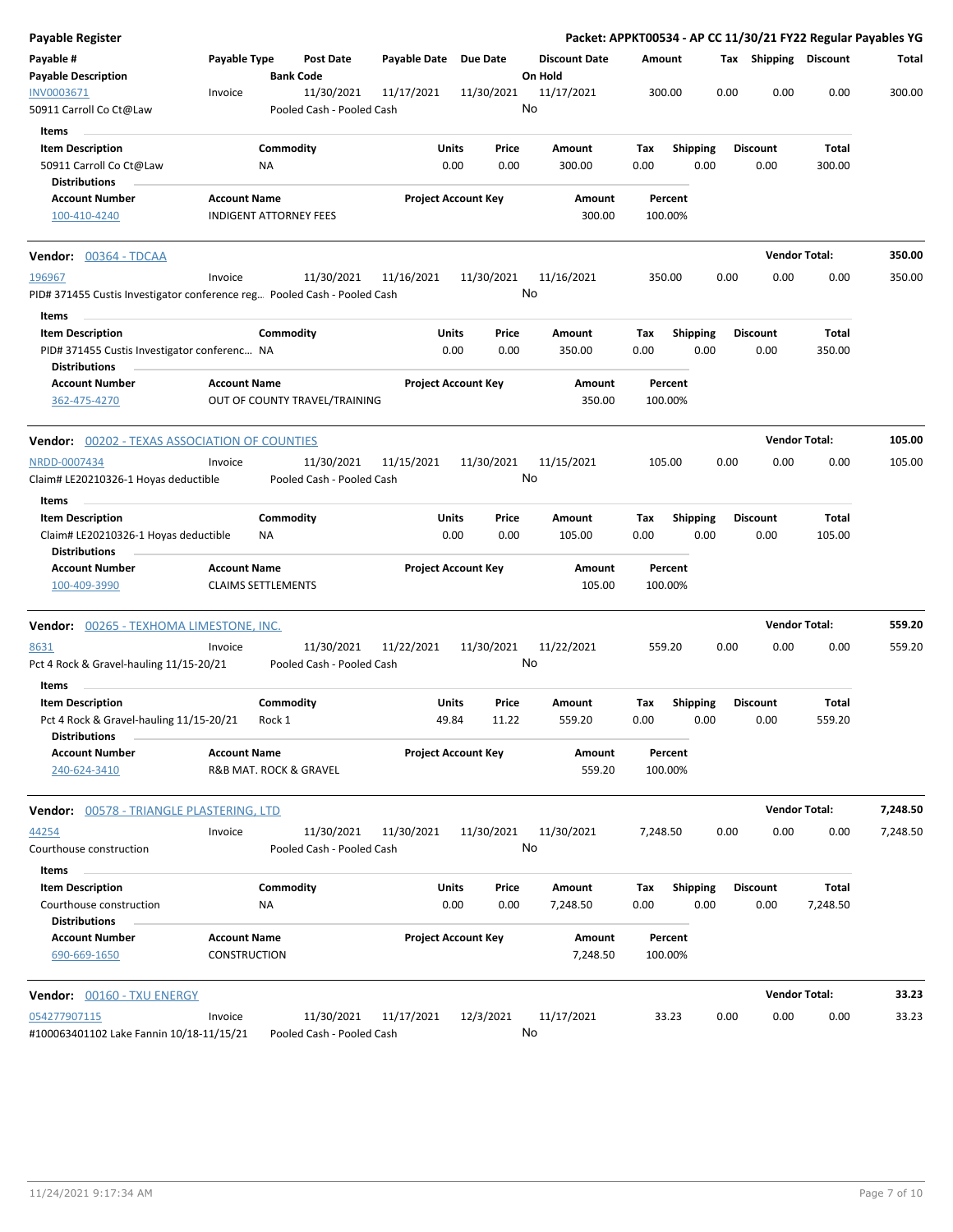# Payable Register

**Packet: APPKT00534 - AP CC 11/30/21 FY22 Regular Payables YG**

| Payable # | Payable Type | Post Date | Payable Date | Due Date | Discount Date | Amount | Tax | Shipping | Discount | Total |
|---|---|---|---|---|---|---|---|---|---|---|
| **Payable Description** | | **Bank Code** | | | **On Hold** | | | | | |
| INV0003671 | Invoice | 11/30/2021 | 11/17/2021 | 11/30/2021 | 11/17/2021 | 300.00 | 0.00 | 0.00 | 0.00 | 300.00 |
| 50911 Carroll Co Ct@Law | | Pooled Cash - Pooled Cash | | | No | | | | | |

**Items**

| Item Description | Commodity | Units | Price | Amount | Tax | Shipping | Discount | Total |
|---|---|---|---|---|---|---|---|---|
| 50911 Carroll Co Ct@Law | NA | 0.00 | 0.00 | 300.00 | 0.00 | 0.00 | 0.00 | 300.00 |

**Distributions**

| Account Number | Account Name | Project Account Key | Amount | Percent |
|---|---|---|---|---|
| 100-410-4240 | INDIGENT ATTORNEY FEES | | 300.00 | 100.00% |

## Vendor: 00364 - TDCAA

**Vendor Total: 350.00**

| Payable # | Payable Type | Post Date | Payable Date | Due Date | Discount Date | Amount | Tax | Shipping | Discount | Total |
|---|---|---|---|---|---|---|---|---|---|---|
| 196967 | Invoice | 11/30/2021 | 11/16/2021 | 11/30/2021 | 11/16/2021 | 350.00 | 0.00 | 0.00 | 0.00 | 350.00 |
| PID# 371455 Custis Investigator conference reg... | | Pooled Cash - Pooled Cash | | | No | | | | | |

**Items**

| Item Description | Commodity | Units | Price | Amount | Tax | Shipping | Discount | Total |
|---|---|---|---|---|---|---|---|---|
| PID# 371455 Custis Investigator conferenc... | NA | 0.00 | 0.00 | 350.00 | 0.00 | 0.00 | 0.00 | 350.00 |

**Distributions**

| Account Number | Account Name | Project Account Key | Amount | Percent |
|---|---|---|---|---|
| 362-475-4270 | OUT OF COUNTY TRAVEL/TRAINING | | 350.00 | 100.00% |

## Vendor: 00202 - TEXAS ASSOCIATION OF COUNTIES

**Vendor Total: 105.00**

| Payable # | Payable Type | Post Date | Payable Date | Due Date | Discount Date | Amount | Tax | Shipping | Discount | Total |
|---|---|---|---|---|---|---|---|---|---|---|
| NRDD-0007434 | Invoice | 11/30/2021 | 11/15/2021 | 11/30/2021 | 11/15/2021 | 105.00 | 0.00 | 0.00 | 0.00 | 105.00 |
| Claim# LE20210326-1 Hoyas deductible | | Pooled Cash - Pooled Cash | | | No | | | | | |

**Items**

| Item Description | Commodity | Units | Price | Amount | Tax | Shipping | Discount | Total |
|---|---|---|---|---|---|---|---|---|
| Claim# LE20210326-1 Hoyas deductible | NA | 0.00 | 0.00 | 105.00 | 0.00 | 0.00 | 0.00 | 105.00 |

**Distributions**

| Account Number | Account Name | Project Account Key | Amount | Percent |
|---|---|---|---|---|
| 100-409-3990 | CLAIMS SETTLEMENTS | | 105.00 | 100.00% |

## Vendor: 00265 - TEXHOMA LIMESTONE, INC.

**Vendor Total: 559.20**

| Payable # | Payable Type | Post Date | Payable Date | Due Date | Discount Date | Amount | Tax | Shipping | Discount | Total |
|---|---|---|---|---|---|---|---|---|---|---|
| 8631 | Invoice | 11/30/2021 | 11/22/2021 | 11/30/2021 | 11/22/2021 | 559.20 | 0.00 | 0.00 | 0.00 | 559.20 |
| Pct 4 Rock & Gravel-hauling 11/15-20/21 | | Pooled Cash - Pooled Cash | | | No | | | | | |

**Items**

| Item Description | Commodity | Units | Price | Amount | Tax | Shipping | Discount | Total |
|---|---|---|---|---|---|---|---|---|
| Pct 4 Rock & Gravel-hauling 11/15-20/21 | Rock 1 | 49.84 | 11.22 | 559.20 | 0.00 | 0.00 | 0.00 | 559.20 |

**Distributions**

| Account Number | Account Name | Project Account Key | Amount | Percent |
|---|---|---|---|---|
| 240-624-3410 | R&B MAT. ROCK & GRAVEL | | 559.20 | 100.00% |

## Vendor: 00578 - TRIANGLE PLASTERING, LTD

**Vendor Total: 7,248.50**

| Payable # | Payable Type | Post Date | Payable Date | Due Date | Discount Date | Amount | Tax | Shipping | Discount | Total |
|---|---|---|---|---|---|---|---|---|---|---|
| 44254 | Invoice | 11/30/2021 | 11/30/2021 | 11/30/2021 | 11/30/2021 | 7,248.50 | 0.00 | 0.00 | 0.00 | 7,248.50 |
| Courthouse construction | | Pooled Cash - Pooled Cash | | | No | | | | | |

**Items**

| Item Description | Commodity | Units | Price | Amount | Tax | Shipping | Discount | Total |
|---|---|---|---|---|---|---|---|---|
| Courthouse construction | NA | 0.00 | 0.00 | 7,248.50 | 0.00 | 0.00 | 0.00 | 7,248.50 |

**Distributions**

| Account Number | Account Name | Project Account Key | Amount | Percent |
|---|---|---|---|---|
| 690-669-1650 | CONSTRUCTION | | 7,248.50 | 100.00% |

## Vendor: 00160 - TXU ENERGY

**Vendor Total: 33.23**

| Payable # | Payable Type | Post Date | Payable Date | Due Date | Discount Date | Amount | Tax | Shipping | Discount | Total |
|---|---|---|---|---|---|---|---|---|---|---|
| 054277907115 | Invoice | 11/30/2021 | 11/17/2021 | 12/3/2021 | 11/17/2021 | 33.23 | 0.00 | 0.00 | 0.00 | 33.23 |
| #100063401102 Lake Fannin 10/18-11/15/21 | | Pooled Cash - Pooled Cash | | | No | | | | | |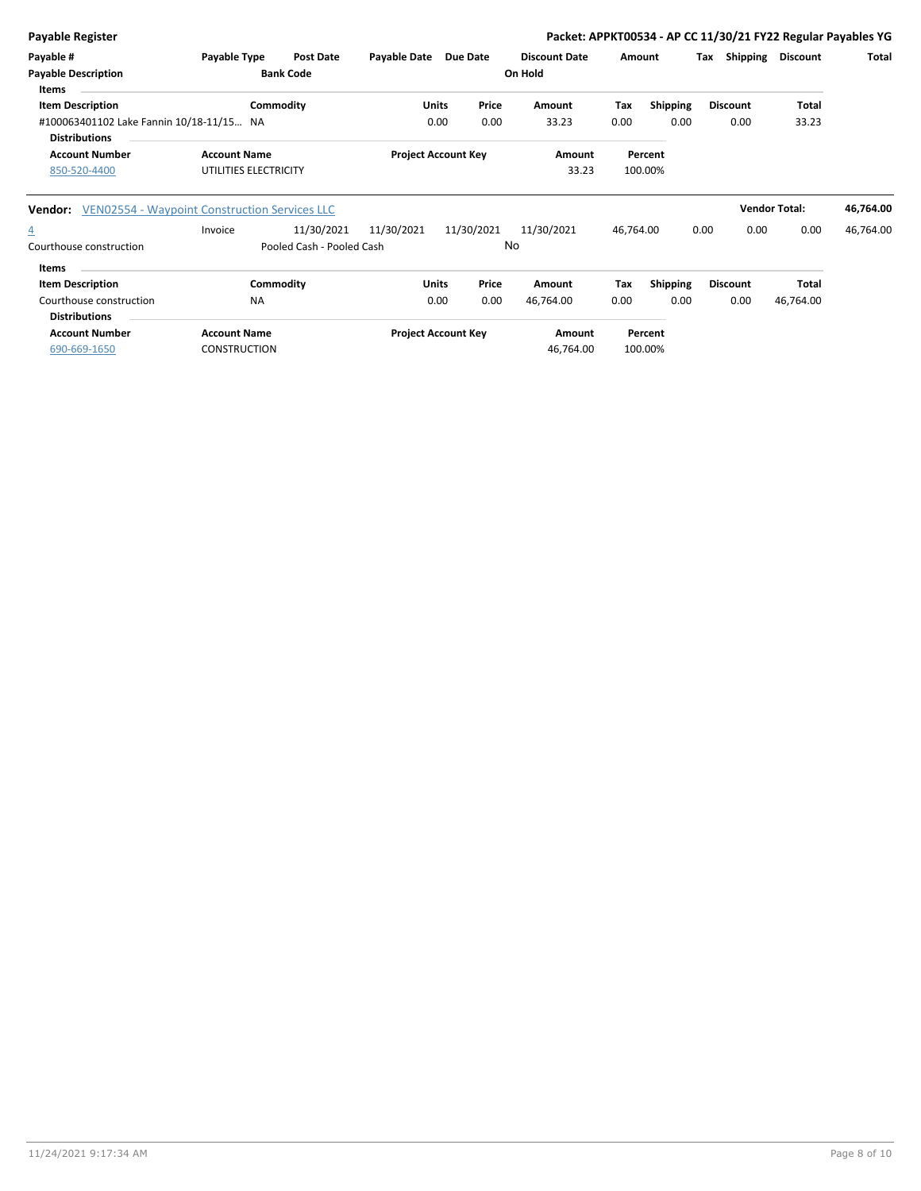**Payable Register**

**Packet: APPKT00534 - AP CC 11/30/21 FY22 Regular Payables YG**

| Payable # | Payable Type | Post Date | Payable Date | Due Date | Discount Date | Amount | Tax | Shipping | Discount | Total |
|---|---|---|---|---|---|---|---|---|---|---|
| **Payable Description** | | **Bank Code** | | | **On Hold** | | | | | |

**Items**

| Item Description | Commodity | Units | Price | Amount | Tax | Shipping | Discount | Total |
|---|---|---|---|---|---|---|---|---|
| #100063401102 Lake Fannin 10/18-11/15... | NA | 0.00 | 0.00 | 33.23 | 0.00 | 0.00 | 0.00 | 33.23 |

**Distributions**

| Account Number | Account Name | Project Account Key | Amount | Percent |
|---|---|---|---|---|
| 850-520-4400 | UTILITIES ELECTRICITY | | 33.23 | 100.00% |

**Vendor:** VEN02554 - Waypoint Construction Services LLC — **Vendor Total:** **46,764.00**

| Payable # | Payable Type | Post Date | Payable Date | Due Date | Discount Date | Amount | Tax | Shipping | Discount | Total |
|---|---|---|---|---|---|---|---|---|---|---|
| 4 | Invoice | 11/30/2021 | 11/30/2021 | 11/30/2021 | 11/30/2021 | 46,764.00 | 0.00 | 0.00 | 0.00 | 46,764.00 |
| Courthouse construction | | Pooled Cash - Pooled Cash | | | No | | | | | |

**Items**

| Item Description | Commodity | Units | Price | Amount | Tax | Shipping | Discount | Total |
|---|---|---|---|---|---|---|---|---|
| Courthouse construction | NA | 0.00 | 0.00 | 46,764.00 | 0.00 | 0.00 | 0.00 | 46,764.00 |

**Distributions**

| Account Number | Account Name | Project Account Key | Amount | Percent |
|---|---|---|---|---|
| 690-669-1650 | CONSTRUCTION | | 46,764.00 | 100.00% |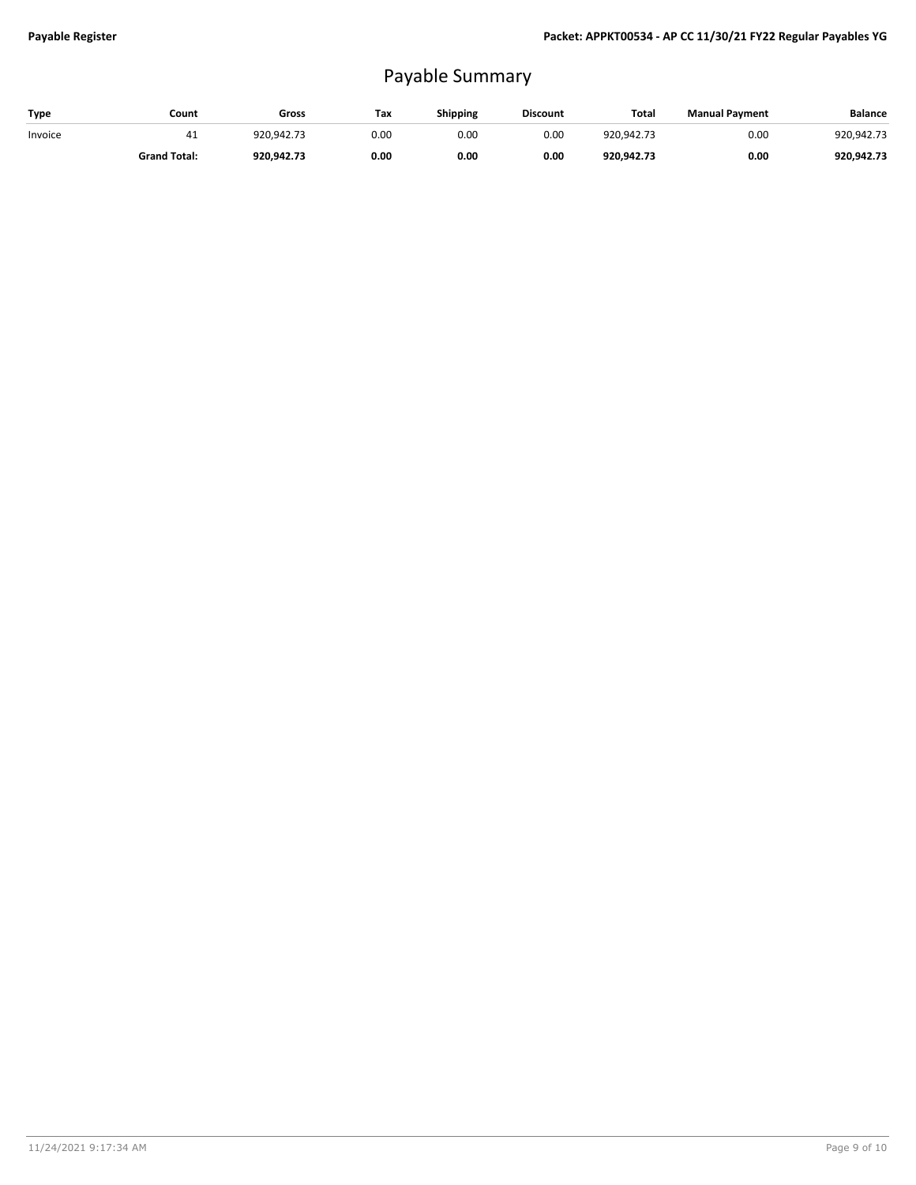# Payable Summary

| Type | Count | Gross | Tax | Shipping | Discount | Total | Manual Payment | Balance |
|---|---|---|---|---|---|---|---|---|
| Invoice | 41 | 920,942.73 | 0.00 | 0.00 | 0.00 | 920,942.73 | 0.00 | 920,942.73 |
| | **Grand Total:** | **920,942.73** | **0.00** | **0.00** | **0.00** | **920,942.73** | **0.00** | **920,942.73** |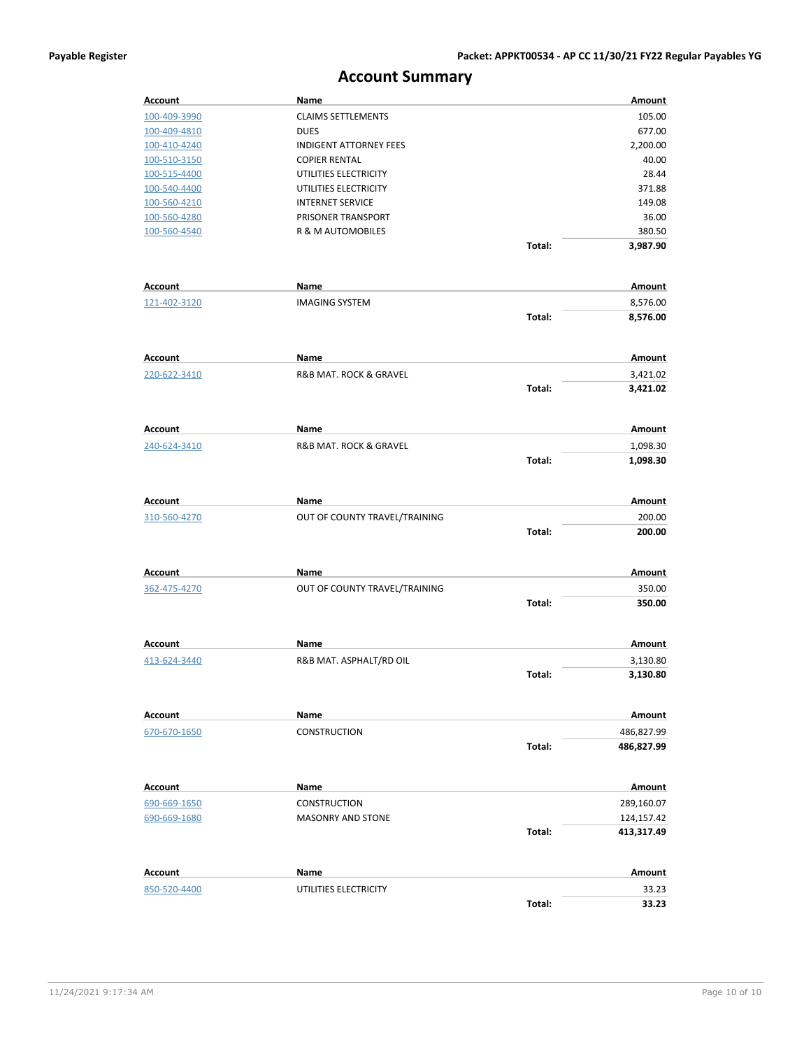Payable Register

Packet: APPKT00534 - AP CC 11/30/21 FY22 Regular Payables YG

## Account Summary

| Account | Name | | Amount |
|---|---|---|---|
| 100-409-3990 | CLAIMS SETTLEMENTS | | 105.00 |
| 100-409-4810 | DUES | | 677.00 |
| 100-410-4240 | INDIGENT ATTORNEY FEES | | 2,200.00 |
| 100-510-3150 | COPIER RENTAL | | 40.00 |
| 100-515-4400 | UTILITIES ELECTRICITY | | 28.44 |
| 100-540-4400 | UTILITIES ELECTRICITY | | 371.88 |
| 100-560-4210 | INTERNET SERVICE | | 149.08 |
| 100-560-4280 | PRISONER TRANSPORT | | 36.00 |
| 100-560-4540 | R & M AUTOMOBILES | | 380.50 |
| | | **Total:** | **3,987.90** |

| Account | Name | | Amount |
|---|---|---|---|
| 121-402-3120 | IMAGING SYSTEM | | 8,576.00 |
| | | **Total:** | **8,576.00** |

| Account | Name | | Amount |
|---|---|---|---|
| 220-622-3410 | R&B MAT. ROCK & GRAVEL | | 3,421.02 |
| | | **Total:** | **3,421.02** |

| Account | Name | | Amount |
|---|---|---|---|
| 240-624-3410 | R&B MAT. ROCK & GRAVEL | | 1,098.30 |
| | | **Total:** | **1,098.30** |

| Account | Name | | Amount |
|---|---|---|---|
| 310-560-4270 | OUT OF COUNTY TRAVEL/TRAINING | | 200.00 |
| | | **Total:** | **200.00** |

| Account | Name | | Amount |
|---|---|---|---|
| 362-475-4270 | OUT OF COUNTY TRAVEL/TRAINING | | 350.00 |
| | | **Total:** | **350.00** |

| Account | Name | | Amount |
|---|---|---|---|
| 413-624-3440 | R&B MAT. ASPHALT/RD OIL | | 3,130.80 |
| | | **Total:** | **3,130.80** |

| Account | Name | | Amount |
|---|---|---|---|
| 670-670-1650 | CONSTRUCTION | | 486,827.99 |
| | | **Total:** | **486,827.99** |

| Account | Name | | Amount |
|---|---|---|---|
| 690-669-1650 | CONSTRUCTION | | 289,160.07 |
| 690-669-1680 | MASONRY AND STONE | | 124,157.42 |
| | | **Total:** | **413,317.49** |

| Account | Name | | Amount |
|---|---|---|---|
| 850-520-4400 | UTILITIES ELECTRICITY | | 33.23 |
| | | **Total:** | **33.23** |

11/24/2021 9:17:34 AM